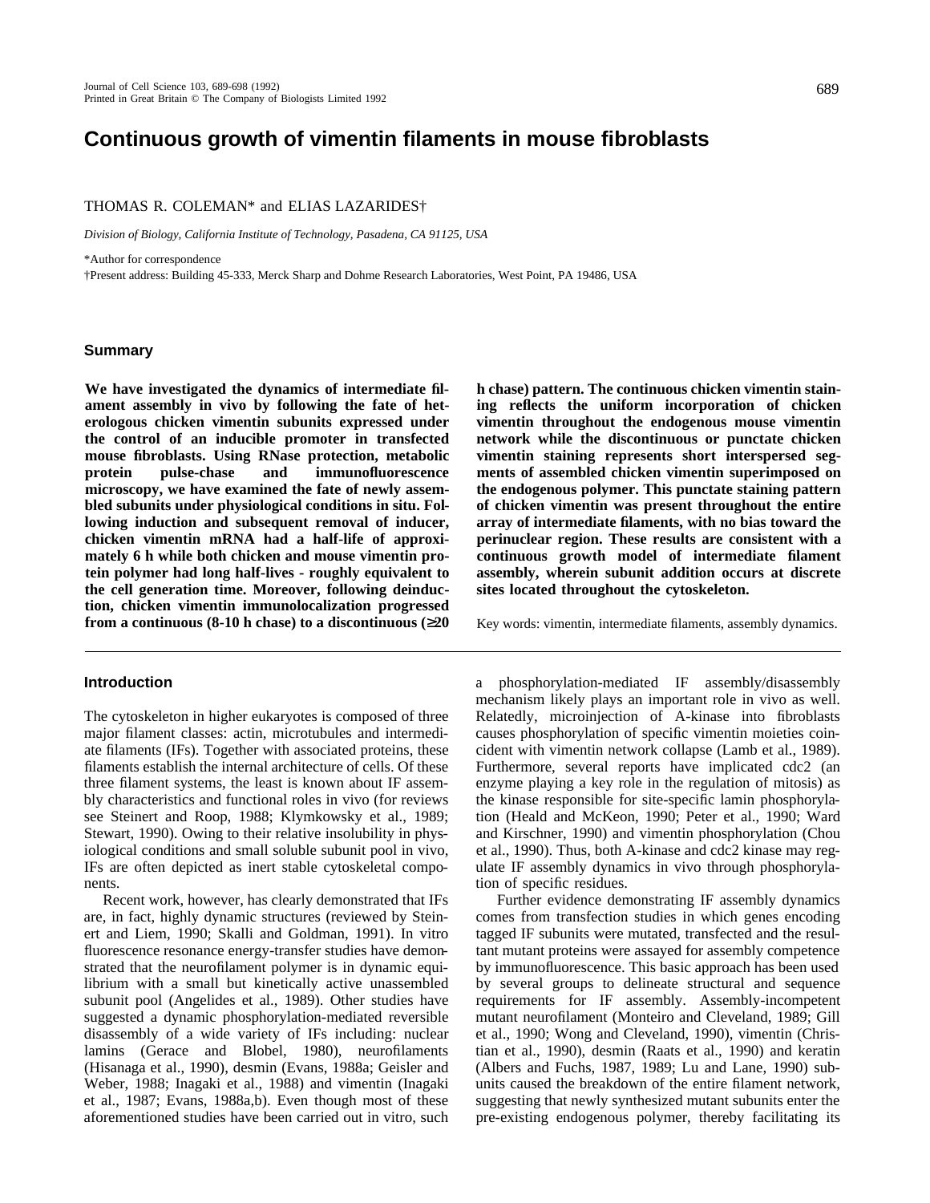# Continuous growth of vimentin filaments in mouse fibroblasts

THOMAS R. COLEMAN* and ELIAS LAZARIDES†

*Division of Biology, California Institute of Technology, Pasadena, CA 91125, USA*

*Author for correspondence

†Present address: Building 45-333, Merck Sharp and Dohme Research Laboratories, West Point, PA 19486, USA

## Summary

**We have investigated the dynamics of intermediate filament assembly in vivo by following the fate of heterologous chicken vimentin subunits expressed under the control of an inducible promoter in transfected mouse fibroblasts. Using RNase protection, metabolic protein pulse-chase and immunofluorescence microscopy, we have examined the fate of newly assembled subunits under physiological conditions in situ. Following induction and subsequent removal of inducer, chicken vimentin mRNA had a half-life of approximately 6 h while both chicken and mouse vimentin protein polymer had long half-lives - roughly equivalent to the cell generation time. Moreover, following deinduction, chicken vimentin immunolocalization progressed from a continuous (8-10 h chase) to a discontinuous (≥20 h chase) pattern. The continuous chicken vimentin staining reflects the uniform incorporation of chicken vimentin throughout the endogenous mouse vimentin network while the discontinuous or punctate chicken vimentin staining represents short interspersed segments of assembled chicken vimentin superimposed on the endogenous polymer. This punctate staining pattern of chicken vimentin was present throughout the entire array of intermediate filaments, with no bias toward the perinuclear region. These results are consistent with a continuous growth model of intermediate filament assembly, wherein subunit addition occurs at discrete sites located throughout the cytoskeleton.**

Key words: vimentin, intermediate filaments, assembly dynamics.

## Introduction

The cytoskeleton in higher eukaryotes is composed of three major filament classes: actin, microtubules and intermediate filaments (IFs). Together with associated proteins, these filaments establish the internal architecture of cells. Of these three filament systems, the least is known about IF assembly characteristics and functional roles in vivo (for reviews see Steinert and Roop, 1988; Klymkowsky et al., 1989; Stewart, 1990). Owing to their relative insolubility in physiological conditions and small soluble subunit pool in vivo, IFs are often depicted as inert stable cytoskeletal components.

Recent work, however, has clearly demonstrated that IFs are, in fact, highly dynamic structures (reviewed by Steinert and Liem, 1990; Skalli and Goldman, 1991). In vitro fluorescence resonance energy-transfer studies have demonstrated that the neurofilament polymer is in dynamic equilibrium with a small but kinetically active unassembled subunit pool (Angelides et al., 1989). Other studies have suggested a dynamic phosphorylation-mediated reversible disassembly of a wide variety of IFs including: nuclear lamins (Gerace and Blobel, 1980), neurofilaments (Hisanaga et al., 1990), desmin (Evans, 1988a; Geisler and Weber, 1988; Inagaki et al., 1988) and vimentin (Inagaki et al., 1987; Evans, 1988a,b). Even though most of these aforementioned studies have been carried out in vitro, such a phosphorylation-mediated IF assembly/disassembly mechanism likely plays an important role in vivo as well. Relatedly, microinjection of A-kinase into fibroblasts causes phosphorylation of specific vimentin moieties coincident with vimentin network collapse (Lamb et al., 1989). Furthermore, several reports have implicated cdc2 (an enzyme playing a key role in the regulation of mitosis) as the kinase responsible for site-specific lamin phosphorylation (Heald and McKeon, 1990; Peter et al., 1990; Ward and Kirschner, 1990) and vimentin phosphorylation (Chou et al., 1990). Thus, both A-kinase and cdc2 kinase may regulate IF assembly dynamics in vivo through phosphorylation of specific residues.

Further evidence demonstrating IF assembly dynamics comes from transfection studies in which genes encoding tagged IF subunits were mutated, transfected and the resultant mutant proteins were assayed for assembly competence by immunofluorescence. This basic approach has been used by several groups to delineate structural and sequence requirements for IF assembly. Assembly-incompetent mutant neurofilament (Monteiro and Cleveland, 1989; Gill et al., 1990; Wong and Cleveland, 1990), vimentin (Christian et al., 1990), desmin (Raats et al., 1990) and keratin (Albers and Fuchs, 1987, 1989; Lu and Lane, 1990) subunits caused the breakdown of the entire filament network, suggesting that newly synthesized mutant subunits enter the pre-existing endogenous polymer, thereby facilitating its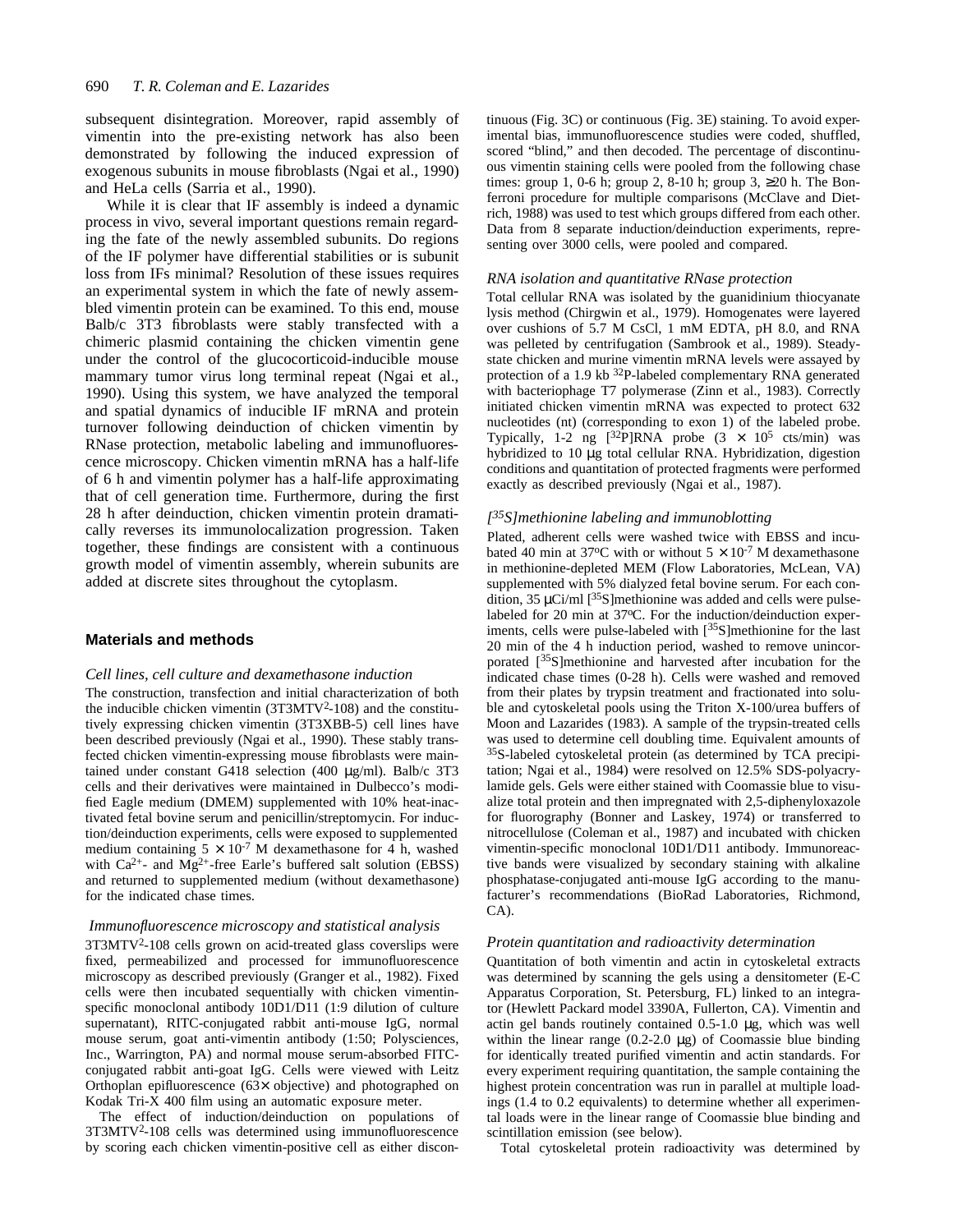subsequent disintegration. Moreover, rapid assembly of vimentin into the pre-existing network has also been demonstrated by following the induced expression of exogenous subunits in mouse fibroblasts (Ngai et al., 1990) and HeLa cells (Sarria et al., 1990).

While it is clear that IF assembly is indeed a dynamic process in vivo, several important questions remain regarding the fate of the newly assembled subunits. Do regions of the IF polymer have differential stabilities or is subunit loss from IFs minimal? Resolution of these issues requires an experimental system in which the fate of newly assembled vimentin protein can be examined. To this end, mouse Balb/c 3T3 fibroblasts were stably transfected with a chimeric plasmid containing the chicken vimentin gene under the control of the glucocorticoid-inducible mouse mammary tumor virus long terminal repeat (Ngai et al., 1990). Using this system, we have analyzed the temporal and spatial dynamics of inducible IF mRNA and protein turnover following deinduction of chicken vimentin by RNase protection, metabolic labeling and immunofluorescence microscopy. Chicken vimentin mRNA has a half-life of 6 h and vimentin polymer has a half-life approximating that of cell generation time. Furthermore, during the first 28 h after deinduction, chicken vimentin protein dramatically reverses its immunolocalization progression. Taken together, these findings are consistent with a continuous growth model of vimentin assembly, wherein subunits are added at discrete sites throughout the cytoplasm.

## Materials and methods

### *Cell lines, cell culture and dexamethasone induction*

The construction, transfection and initial characterization of both the inducible chicken vimentin (3T3MTV[2]-108) and the constitutively expressing chicken vimentin (3T3XBB-5) cell lines have been described previously (Ngai et al., 1990). These stably transfected chicken vimentin-expressing mouse fibroblasts were maintained under constant G418 selection (400 μg/ml). Balb/c 3T3 cells and their derivatives were maintained in Dulbecco's modified Eagle medium (DMEM) supplemented with 10% heat-inactivated fetal bovine serum and penicillin/streptomycin. For induction/deinduction experiments, cells were exposed to supplemented medium containing $5 \times 10^{-7}$ M dexamethasone for 4 h, washed with $Ca^{2+}$- and $Mg^{2+}$-free Earle's buffered salt solution (EBSS) and returned to supplemented medium (without dexamethasone) for the indicated chase times.

### *Immunofluorescence microscopy and statistical analysis*

3T3MTV[2]-108 cells grown on acid-treated glass coverslips were fixed, permeabilized and processed for immunofluorescence microscopy as described previously (Granger et al., 1982). Fixed cells were then incubated sequentially with chicken vimentin-specific monoclonal antibody 10D1/D11 (1:9 dilution of culture supernatant), RITC-conjugated rabbit anti-mouse IgG, normal mouse serum, goat anti-vimentin antibody (1:50; Polysciences, Inc., Warrington, PA) and normal mouse serum-absorbed FITC-conjugated rabbit anti-goat IgG. Cells were viewed with Leitz Orthoplan epifluorescence (63× objective) and photographed on Kodak Tri-X 400 film using an automatic exposure meter.

The effect of induction/deinduction on populations of 3T3MTV[2]-108 cells was determined using immunofluorescence by scoring each chicken vimentin-positive cell as either discontinuous (Fig. 3C) or continuous (Fig. 3E) staining. To avoid experimental bias, immunofluorescence studies were coded, shuffled, scored "blind," and then decoded. The percentage of discontinuous vimentin staining cells were pooled from the following chase times: group 1, 0-6 h; group 2, 8-10 h; group 3, ≥20 h. The Bonferroni procedure for multiple comparisons (McClave and Dietrich, 1988) was used to test which groups differed from each other. Data from 8 separate induction/deinduction experiments, representing over 3000 cells, were pooled and compared.

### *RNA isolation and quantitative RNase protection*

Total cellular RNA was isolated by the guanidinium thiocyanate lysis method (Chirgwin et al., 1979). Homogenates were layered over cushions of 5.7 M CsCl, 1 mM EDTA, pH 8.0, and RNA was pelleted by centrifugation (Sambrook et al., 1989). Steady-state chicken and murine vimentin mRNA levels were assayed by protection of a 1.9 kb $^{32}$P-labeled complementary RNA generated with bacteriophage T7 polymerase (Zinn et al., 1983). Correctly initiated chicken vimentin mRNA was expected to protect 632 nucleotides (nt) (corresponding to exon 1) of the labeled probe. Typically, 1-2 ng [$^{32}$P]RNA probe ($3 \times 10^5$ cts/min) was hybridized to 10 μg total cellular RNA. Hybridization, digestion conditions and quantitation of protected fragments were performed exactly as described previously (Ngai et al., 1987).

### *[$^{35}$S]methionine labeling and immunoblotting*

Plated, adherent cells were washed twice with EBSS and incubated 40 min at 37°C with or without $5 \times 10^{-7}$ M dexamethasone in methionine-depleted MEM (Flow Laboratories, McLean, VA) supplemented with 5% dialyzed fetal bovine serum. For each condition, 35 μCi/ml [$^{35}$S]methionine was added and cells were pulse-labeled for 20 min at 37°C. For the induction/deinduction experiments, cells were pulse-labeled with [$^{35}$S]methionine for the last 20 min of the 4 h induction period, washed to remove unincorporated [$^{35}$S]methionine and harvested after incubation for the indicated chase times (0-28 h). Cells were washed and removed from their plates by trypsin treatment and fractionated into soluble and cytoskeletal pools using the Triton X-100/urea buffers of Moon and Lazarides (1983). A sample of the trypsin-treated cells was used to determine cell doubling time. Equivalent amounts of $^{35}$S-labeled cytoskeletal protein (as determined by TCA precipitation; Ngai et al., 1984) were resolved on 12.5% SDS-polyacrylamide gels. Gels were either stained with Coomassie blue to visualize total protein and then impregnated with 2,5-diphenyloxazole for fluorography (Bonner and Laskey, 1974) or transferred to nitrocellulose (Coleman et al., 1987) and incubated with chicken vimentin-specific monoclonal 10D1/D11 antibody. Immunoreactive bands were visualized by secondary staining with alkaline phosphatase-conjugated anti-mouse IgG according to the manufacturer's recommendations (BioRad Laboratories, Richmond, CA).

### *Protein quantitation and radioactivity determination*

Quantitation of both vimentin and actin in cytoskeletal extracts was determined by scanning the gels using a densitometer (E-C Apparatus Corporation, St. Petersburg, FL) linked to an integrator (Hewlett Packard model 3390A, Fullerton, CA). Vimentin and actin gel bands routinely contained 0.5-1.0 μg, which was well within the linear range (0.2-2.0 μg) of Coomassie blue binding for identically treated purified vimentin and actin standards. For every experiment requiring quantitation, the sample containing the highest protein concentration was run in parallel at multiple loadings (1.4 to 0.2 equivalents) to determine whether all experimental loads were in the linear range of Coomassie blue binding and scintillation emission (see below).

Total cytoskeletal protein radioactivity was determined by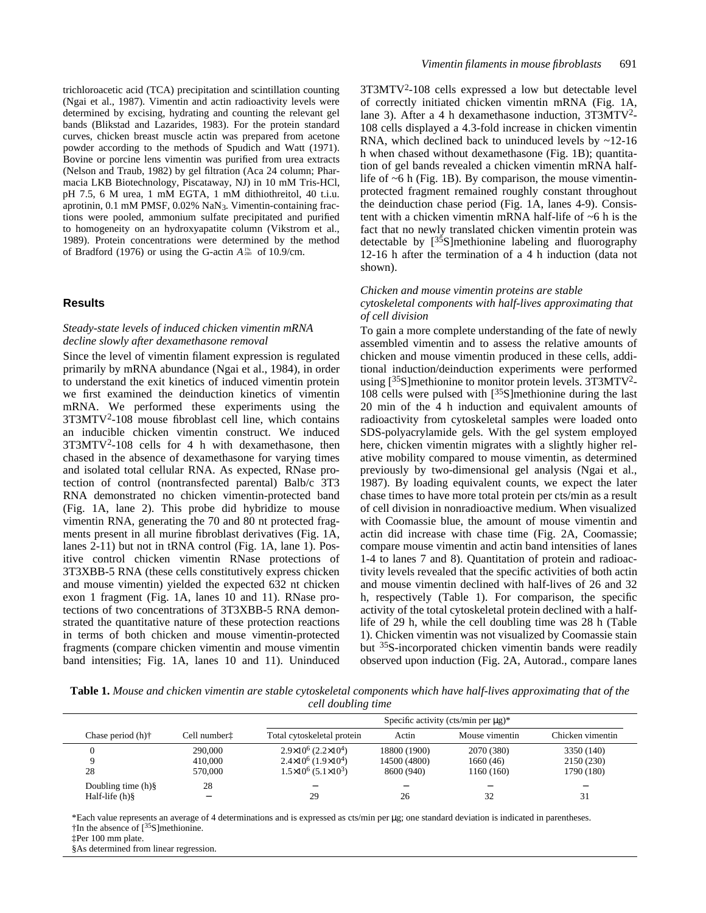trichloroacetic acid (TCA) precipitation and scintillation counting (Ngai et al., 1987). Vimentin and actin radioactivity levels were determined by excising, hydrating and counting the relevant gel bands (Blikstad and Lazarides, 1983). For the protein standard curves, chicken breast muscle actin was prepared from acetone powder according to the methods of Spudich and Watt (1971). Bovine or porcine lens vimentin was purified from urea extracts (Nelson and Traub, 1982) by gel filtration (Aca 24 column; Pharmacia LKB Biotechnology, Piscataway, NJ) in 10 mM Tris-HCl, pH 7.5, 6 M urea, 1 mM EGTA, 1 mM dithiothreitol, 40 t.i.u. aprotinin, 0.1 mM PMSF, 0.02% $NaN_3$. Vimentin-containing fractions were pooled, ammonium sulfate precipitated and purified to homogeneity on an hydroxyapatite column (Vikstrom et al., 1989). Protein concentrations were determined by the method of Bradford (1976) or using the G-actin $A^{1\%}_{280}$ of 10.9/cm.

## Results

### *Steady-state levels of induced chicken vimentin mRNA decline slowly after dexamethasone removal*

Since the level of vimentin filament expression is regulated primarily by mRNA abundance (Ngai et al., 1984), in order to understand the exit kinetics of induced vimentin protein we first examined the deinduction kinetics of vimentin mRNA. We performed these experiments using the 3T3MTV$^2$-108 mouse fibroblast cell line, which contains an inducible chicken vimentin construct. We induced 3T3MTV$^2$-108 cells for 4 h with dexamethasone, then chased in the absence of dexamethasone for varying times and isolated total cellular RNA. As expected, RNase protection of control (nontransfected parental) Balb/c 3T3 RNA demonstrated no chicken vimentin-protected band (Fig. 1A, lane 2). This probe did hybridize to mouse vimentin RNA, generating the 70 and 80 nt protected fragments present in all murine fibroblast derivatives (Fig. 1A, lanes 2-11) but not in tRNA control (Fig. 1A, lane 1). Positive control chicken vimentin RNase protections of 3T3XBB-5 RNA (these cells constitutively express chicken and mouse vimentin) yielded the expected 632 nt chicken exon 1 fragment (Fig. 1A, lanes 10 and 11). RNase protections of two concentrations of 3T3XBB-5 RNA demonstrated the quantitative nature of these protection reactions in terms of both chicken and mouse vimentin-protected fragments (compare chicken vimentin and mouse vimentin band intensities; Fig. 1A, lanes 10 and 11). Uninduced 3T3MTV$^2$-108 cells expressed a low but detectable level of correctly initiated chicken vimentin mRNA (Fig. 1A, lane 3). After a 4 h dexamethasone induction, 3T3MTV$^2$-108 cells displayed a 4.3-fold increase in chicken vimentin RNA, which declined back to uninduced levels by ~12-16 h when chased without dexamethasone (Fig. 1B); quantitation of gel bands revealed a chicken vimentin mRNA half-life of ~6 h (Fig. 1B). By comparison, the mouse vimentin-protected fragment remained roughly constant throughout the deinduction chase period (Fig. 1A, lanes 4-9). Consistent with a chicken vimentin mRNA half-life of ~6 h is the fact that no newly translated chicken vimentin protein was detectable by [$^{35}$S]methionine labeling and fluorography 12-16 h after the termination of a 4 h induction (data not shown).

### *Chicken and mouse vimentin proteins are stable cytoskeletal components with half-lives approximating that of cell division*

To gain a more complete understanding of the fate of newly assembled vimentin and to assess the relative amounts of chicken and mouse vimentin produced in these cells, additional induction/deinduction experiments were performed using [$^{35}$S]methionine to monitor protein levels. 3T3MTV$^2$-108 cells were pulsed with [$^{35}$S]methionine during the last 20 min of the 4 h induction and equivalent amounts of radioactivity from cytoskeletal samples were loaded onto SDS-polyacrylamide gels. With the gel system employed here, chicken vimentin migrates with a slightly higher relative mobility compared to mouse vimentin, as determined previously by two-dimensional gel analysis (Ngai et al., 1987). By loading equivalent counts, we expect the later chase times to have more total protein per cts/min as a result of cell division in nonradioactive medium. When visualized with Coomassie blue, the amount of mouse vimentin and actin did increase with chase time (Fig. 2A, Coomassie; compare mouse vimentin and actin band intensities of lanes 1-4 to lanes 7 and 8). Quantitation of protein and radioactivity levels revealed that the specific activities of both actin and mouse vimentin declined with half-lives of 26 and 32 h, respectively (Table 1). For comparison, the specific activity of the total cytoskeletal protein declined with a half-life of 29 h, while the cell doubling time was 28 h (Table 1). Chicken vimentin was not visualized by Coomassie stain but $^{35}$S-incorporated chicken vimentin bands were readily observed upon induction (Fig. 2A, Autorad., compare lanes

**Table 1.** *Mouse and chicken vimentin are stable cytoskeletal components which have half-lives approximating that of the cell doubling time*

| | | Specific activity (cts/min per μg)* | | | |
|---|---|---|---|---|---|
| Chase period (h)† | Cell number‡ | Total cytoskeletal protein | Actin | Mouse vimentin | Chicken vimentin |
| 0 | 290,000 | $2.9\times10^6$ ($2.2\times10^4$) | 18800 (1900) | 2070 (380) | 3350 (140) |
| 9 | 410,000 | $2.4\times10^6$ ($1.9\times10^4$) | 14500 (4800) | 1660 (46) | 2150 (230) |
| 28 | 570,000 | $1.5\times10^6$ ($5.1\times10^3$) | 8600 (940) | 1160 (160) | 1790 (180) |
| Doubling time (h)§ | 28 | − | − | − | − |
| Half-life (h)§ | − | 29 | 26 | 32 | 31 |

*Each value represents an average of 4 determinations and is expressed as cts/min per μg; one standard deviation is indicated in parentheses.
†In the absence of [$^{35}$S]methionine.
‡Per 100 mm plate.
§As determined from linear regression.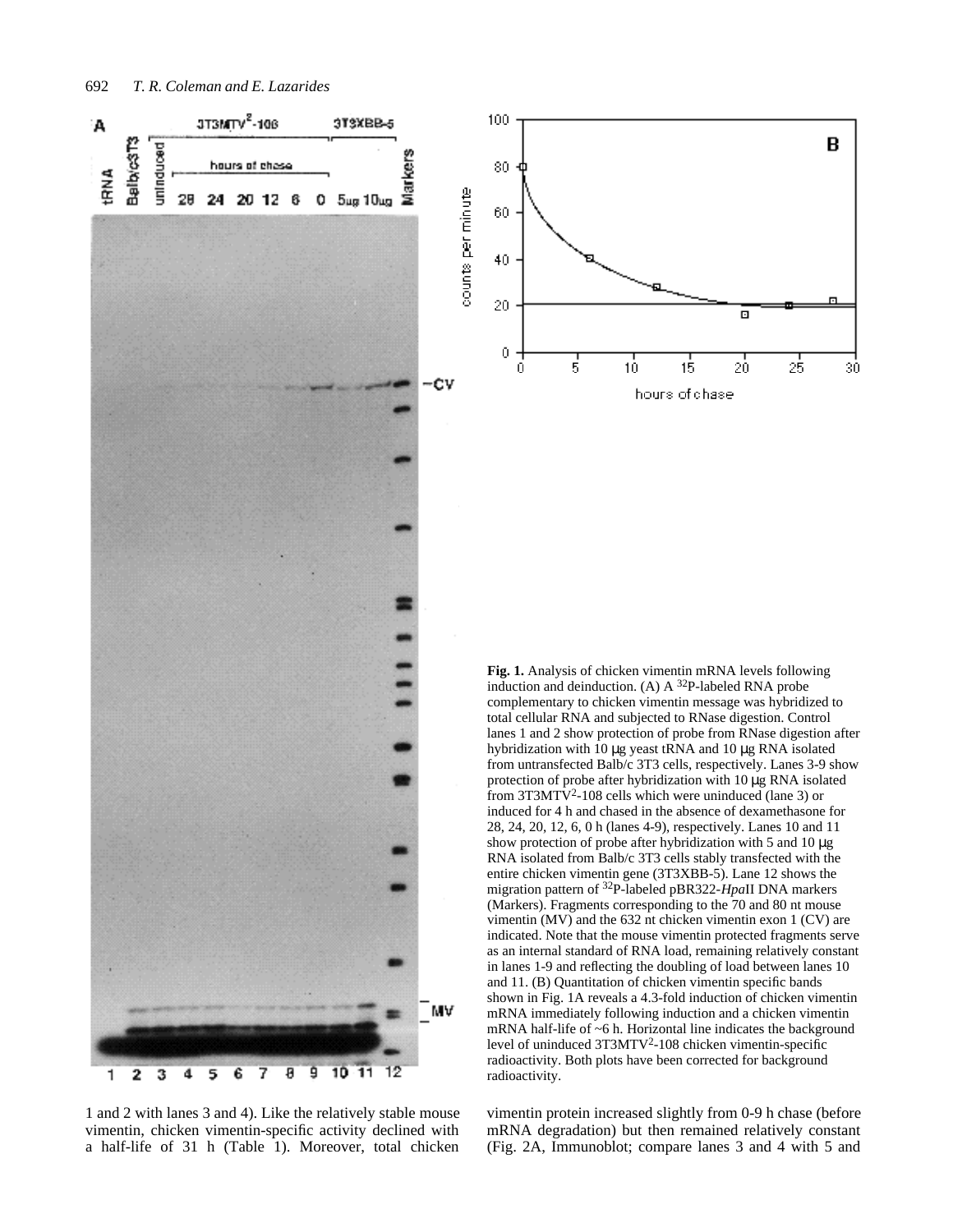**Fig. 1.** Analysis of chicken vimentin mRNA levels following induction and deinduction. (A) A $^{32}$P-labeled RNA probe complementary to chicken vimentin message was hybridized to total cellular RNA and subjected to RNase digestion. Control lanes 1 and 2 show protection of probe from RNase digestion after hybridization with 10 μg yeast tRNA and 10 μg RNA isolated from untransfected Balb/c 3T3 cells, respectively. Lanes 3-9 show protection of probe after hybridization with 10 μg RNA isolated from 3T3MTV$^2$-108 cells which were uninduced (lane 3) or induced for 4 h and chased in the absence of dexamethasone for 28, 24, 20, 12, 6, 0 h (lanes 4-9), respectively. Lanes 10 and 11 show protection of probe after hybridization with 5 and 10 μg RNA isolated from Balb/c 3T3 cells stably transfected with the entire chicken vimentin gene (3T3XBB-5). Lane 12 shows the migration pattern of $^{32}$P-labeled pBR322-*Hpa*II DNA markers (Markers). Fragments corresponding to the 70 and 80 nt mouse vimentin (MV) and the 632 nt chicken vimentin exon 1 (CV) are indicated. Note that the mouse vimentin protected fragments serve as an internal standard of RNA load, remaining relatively constant in lanes 1-9 and reflecting the doubling of load between lanes 10 and 11. (B) Quantitation of chicken vimentin specific bands shown in Fig. 1A reveals a 4.3-fold induction of chicken vimentin mRNA immediately following induction and a chicken vimentin mRNA half-life of ~6 h. Horizontal line indicates the background level of uninduced 3T3MTV$^2$-108 chicken vimentin-specific radioactivity. Both plots have been corrected for background radioactivity.

1 and 2 with lanes 3 and 4). Like the relatively stable mouse vimentin, chicken vimentin-specific activity declined with a half-life of 31 h (Table 1). Moreover, total chicken vimentin protein increased slightly from 0-9 h chase (before mRNA degradation) but then remained relatively constant (Fig. 2A, Immunoblot; compare lanes 3 and 4 with 5 and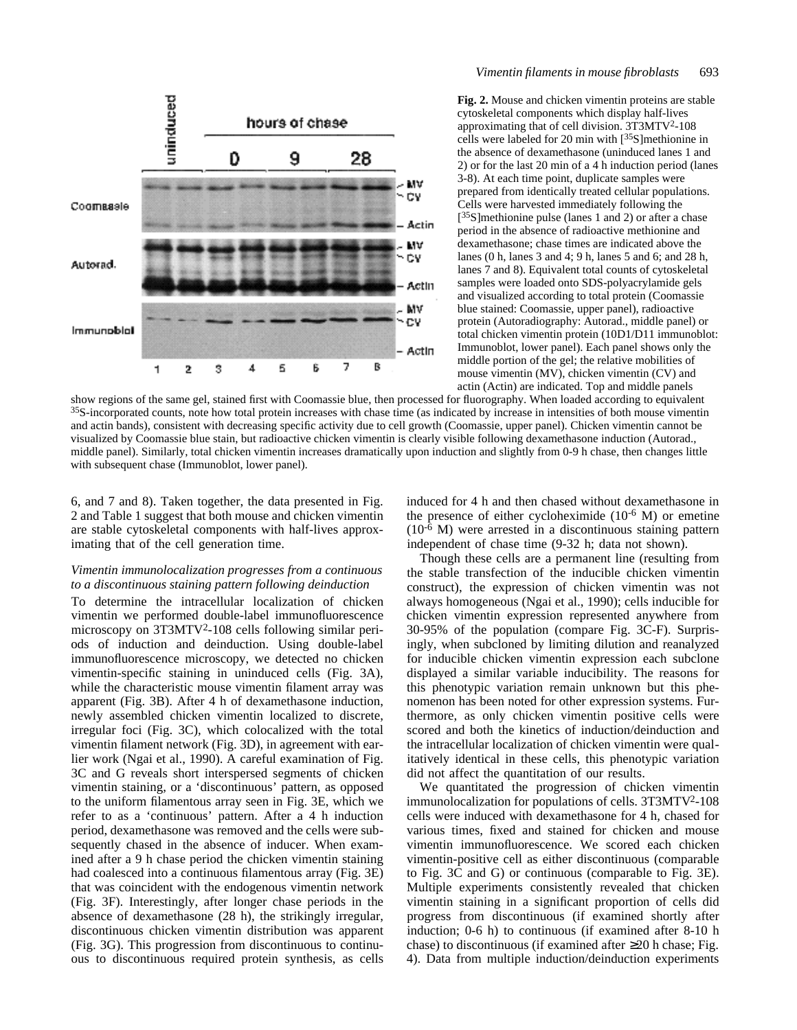**Fig. 2.** Mouse and chicken vimentin proteins are stable cytoskeletal components which display half-lives approximating that of cell division. 3T3MTV[2]-108 cells were labeled for 20 min with [$^{35}$S]methionine in the absence of dexamethasone (uninduced lanes 1 and 2) or for the last 20 min of a 4 h induction period (lanes 3-8). At each time point, duplicate samples were prepared from identically treated cellular populations. Cells were harvested immediately following the [$^{35}$S]methionine pulse (lanes 1 and 2) or after a chase period in the absence of radioactive methionine and dexamethasone; chase times are indicated above the lanes (0 h, lanes 3 and 4; 9 h, lanes 5 and 6; and 28 h, lanes 7 and 8). Equivalent total counts of cytoskeletal samples were loaded onto SDS-polyacrylamide gels and visualized according to total protein (Coomassie blue stained: Coomassie, upper panel), radioactive protein (Autoradiography: Autorad., middle panel) or total chicken vimentin protein (10D1/D11 immunoblot: Immunoblot, lower panel). Each panel shows only the middle portion of the gel; the relative mobilities of mouse vimentin (MV), chicken vimentin (CV) and actin (Actin) are indicated. Top and middle panels show regions of the same gel, stained first with Coomassie blue, then processed for fluorography. When loaded according to equivalent $^{35}$S-incorporated counts, note how total protein increases with chase time (as indicated by increase in intensities of both mouse vimentin and actin bands), consistent with decreasing specific activity due to cell growth (Coomassie, upper panel). Chicken vimentin cannot be visualized by Coomassie blue stain, but radioactive chicken vimentin is clearly visible following dexamethasone induction (Autorad., middle panel). Similarly, total chicken vimentin increases dramatically upon induction and slightly from 0-9 h chase, then changes little with subsequent chase (Immunoblot, lower panel).

6, and 7 and 8). Taken together, the data presented in Fig. 2 and Table 1 suggest that both mouse and chicken vimentin are stable cytoskeletal components with half-lives approximating that of the cell generation time.

### *Vimentin immunolocalization progresses from a continuous to a discontinuous staining pattern following deinduction*

To determine the intracellular localization of chicken vimentin we performed double-label immunofluorescence microscopy on 3T3MTV[2]-108 cells following similar periods of induction and deinduction. Using double-label immunofluorescence microscopy, we detected no chicken vimentin-specific staining in uninduced cells (Fig. 3A), while the characteristic mouse vimentin filament array was apparent (Fig. 3B). After 4 h of dexamethasone induction, newly assembled chicken vimentin localized to discrete, irregular foci (Fig. 3C), which colocalized with the total vimentin filament network (Fig. 3D), in agreement with earlier work (Ngai et al., 1990). A careful examination of Fig. 3C and G reveals short interspersed segments of chicken vimentin staining, or a 'discontinuous' pattern, as opposed to the uniform filamentous array seen in Fig. 3E, which we refer to as a 'continuous' pattern. After a 4 h induction period, dexamethasone was removed and the cells were subsequently chased in the absence of inducer. When examined after a 9 h chase period the chicken vimentin staining had coalesced into a continuous filamentous array (Fig. 3E) that was coincident with the endogenous vimentin network (Fig. 3F). Interestingly, after longer chase periods in the absence of dexamethasone (28 h), the strikingly irregular, discontinuous chicken vimentin distribution was apparent (Fig. 3G). This progression from discontinuous to continuous to discontinuous required protein synthesis, as cells induced for 4 h and then chased without dexamethasone in the presence of either cycloheximide ($10^{-6}$ M) or emetine ($10^{-6}$ M) were arrested in a discontinuous staining pattern independent of chase time (9-32 h; data not shown).

Though these cells are a permanent line (resulting from the stable transfection of the inducible chicken vimentin construct), the expression of chicken vimentin was not always homogeneous (Ngai et al., 1990); cells inducible for chicken vimentin expression represented anywhere from 30-95% of the population (compare Fig. 3C-F). Surprisingly, when subcloned by limiting dilution and reanalyzed for inducible chicken vimentin expression each subclone displayed a similar variable inducibility. The reasons for this phenotypic variation remain unknown but this phenomenon has been noted for other expression systems. Furthermore, as only chicken vimentin positive cells were scored and both the kinetics of induction/deinduction and the intracellular localization of chicken vimentin were qualitatively identical in these cells, this phenotypic variation did not affect the quantitation of our results.

We quantitated the progression of chicken vimentin immunolocalization for populations of cells. 3T3MTV[2]-108 cells were induced with dexamethasone for 4 h, chased for various times, fixed and stained for chicken and mouse vimentin immunofluorescence. We scored each chicken vimentin-positive cell as either discontinuous (comparable to Fig. 3C and G) or continuous (comparable to Fig. 3E). Multiple experiments consistently revealed that chicken vimentin staining in a significant proportion of cells did progress from discontinuous (if examined shortly after induction; 0-6 h) to continuous (if examined after 8-10 h chase) to discontinuous (if examined after ≥20 h chase; Fig. 4). Data from multiple induction/deinduction experiments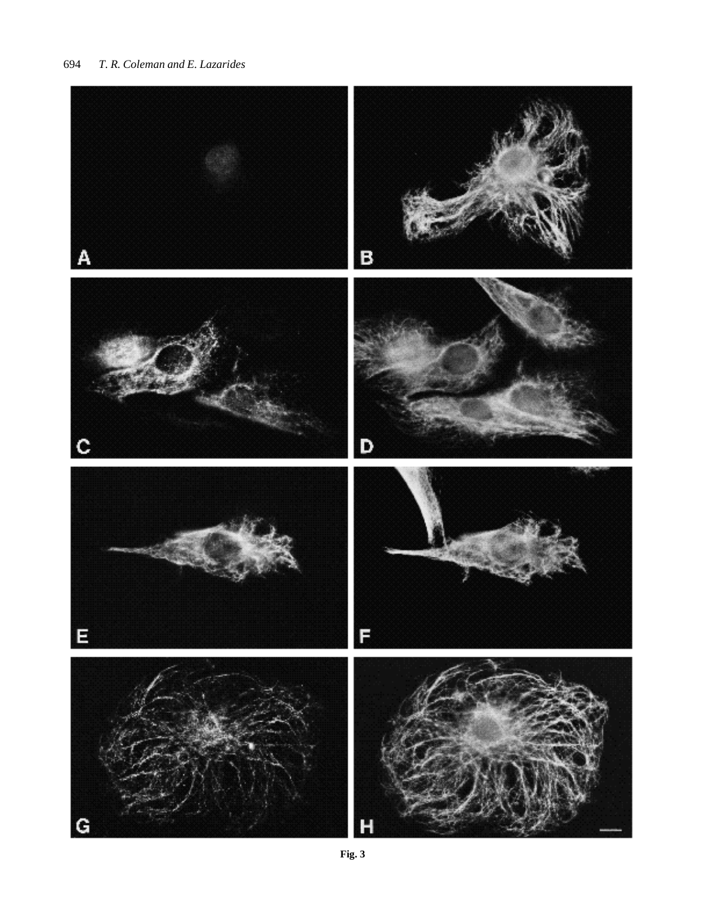Fig. 3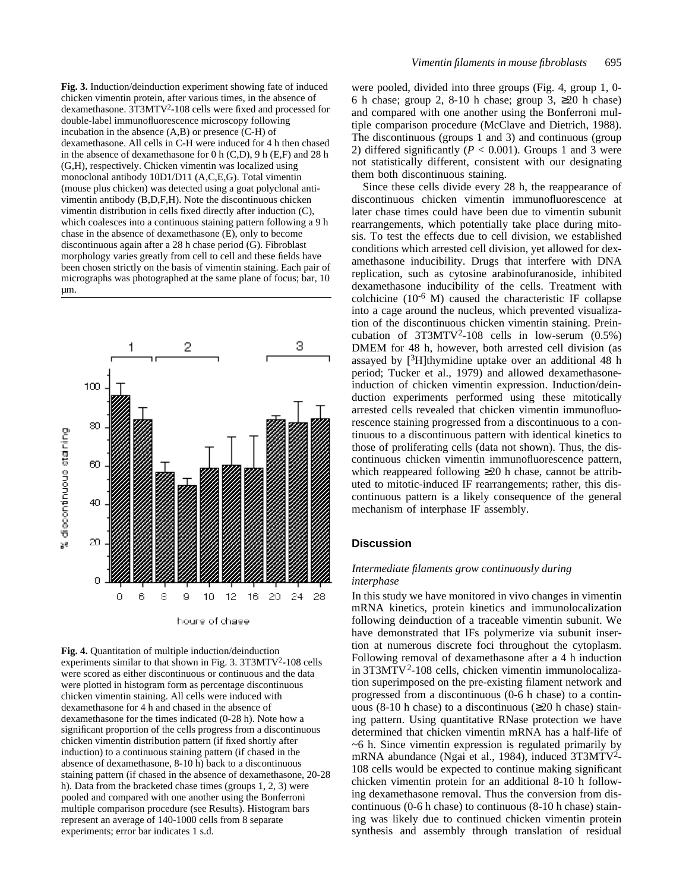**Fig. 3.** Induction/deinduction experiment showing fate of induced chicken vimentin protein, after various times, in the absence of dexamethasone. 3T3MTV[2]-108 cells were fixed and processed for double-label immunofluorescence microscopy following incubation in the absence (A,B) or presence (C-H) of dexamethasone. All cells in C-H were induced for 4 h then chased in the absence of dexamethasone for 0 h (C,D), 9 h (E,F) and 28 h (G,H), respectively. Chicken vimentin was localized using monoclonal antibody 10D1/D11 (A,C,E,G). Total vimentin (mouse plus chicken) was detected using a goat polyclonal anti-vimentin antibody (B,D,F,H). Note the discontinuous chicken vimentin distribution in cells fixed directly after induction (C), which coalesces into a continuous staining pattern following a 9 h chase in the absence of dexamethasone (E), only to become discontinuous again after a 28 h chase period (G). Fibroblast morphology varies greatly from cell to cell and these fields have been chosen strictly on the basis of vimentin staining. Each pair of micrographs was photographed at the same plane of focus; bar, 10 µm.

**Fig. 4.** Quantitation of multiple induction/deinduction experiments similar to that shown in Fig. 3. 3T3MTV[2]-108 cells were scored as either discontinuous or continuous and the data were plotted in histogram form as percentage discontinuous chicken vimentin staining. All cells were induced with dexamethasone for 4 h and chased in the absence of dexamethasone for the times indicated (0-28 h). Note how a significant proportion of the cells progress from a discontinuous chicken vimentin distribution pattern (if fixed shortly after induction) to a continuous staining pattern (if chased in the absence of dexamethasone, 8-10 h) back to a discontinuous staining pattern (if chased in the absence of dexamethasone, 20-28 h). Data from the bracketed chase times (groups 1, 2, 3) were pooled and compared with one another using the Bonferroni multiple comparison procedure (see Results). Histogram bars represent an average of 140-1000 cells from 8 separate experiments; error bar indicates 1 s.d.

were pooled, divided into three groups (Fig. 4, group 1, 0-6 h chase; group 2, 8-10 h chase; group 3, ≥20 h chase) and compared with one another using the Bonferroni multiple comparison procedure (McClave and Dietrich, 1988). The discontinuous (groups 1 and 3) and continuous (group 2) differed significantly ($P < 0.001$). Groups 1 and 3 were not statistically different, consistent with our designating them both discontinuous staining.

Since these cells divide every 28 h, the reappearance of discontinuous chicken vimentin immunofluorescence at later chase times could have been due to vimentin subunit rearrangements, which potentially take place during mitosis. To test the effects due to cell division, we established conditions which arrested cell division, yet allowed for dexamethasone inducibility. Drugs that interfere with DNA replication, such as cytosine arabinofuranoside, inhibited dexamethasone inducibility of the cells. Treatment with colchicine ($10^{-6}$ M) caused the characteristic IF collapse into a cage around the nucleus, which prevented visualization of the discontinuous chicken vimentin staining. Preincubation of 3T3MTV[2]-108 cells in low-serum (0.5%) DMEM for 48 h, however, both arrested cell division (as assayed by [$^3$H]thymidine uptake over an additional 48 h period; Tucker et al., 1979) and allowed dexamethasone-induction of chicken vimentin expression. Induction/deinduction experiments performed using these mitotically arrested cells revealed that chicken vimentin immunofluorescence staining progressed from a discontinuous to a continuous to a discontinuous pattern with identical kinetics to those of proliferating cells (data not shown). Thus, the discontinuous chicken vimentin immunofluorescence pattern, which reappeared following ≥20 h chase, cannot be attributed to mitotic-induced IF rearrangements; rather, this discontinuous pattern is a likely consequence of the general mechanism of interphase IF assembly.

## Discussion

### *Intermediate filaments grow continuously during interphase*

In this study we have monitored in vivo changes in vimentin mRNA kinetics, protein kinetics and immunolocalization following deinduction of a traceable vimentin subunit. We have demonstrated that IFs polymerize via subunit insertion at numerous discrete foci throughout the cytoplasm. Following removal of dexamethasone after a 4 h induction in 3T3MTV[2]-108 cells, chicken vimentin immunolocalization superimposed on the pre-existing filament network and progressed from a discontinuous (0-6 h chase) to a continuous (8-10 h chase) to a discontinuous (≥20 h chase) staining pattern. Using quantitative RNase protection we have determined that chicken vimentin mRNA has a half-life of ~6 h. Since vimentin expression is regulated primarily by mRNA abundance (Ngai et al., 1984), induced 3T3MTV[2]-108 cells would be expected to continue making significant chicken vimentin protein for an additional 8-10 h following dexamethasone removal. Thus the conversion from discontinuous (0-6 h chase) to continuous (8-10 h chase) staining was likely due to continued chicken vimentin protein synthesis and assembly through translation of residual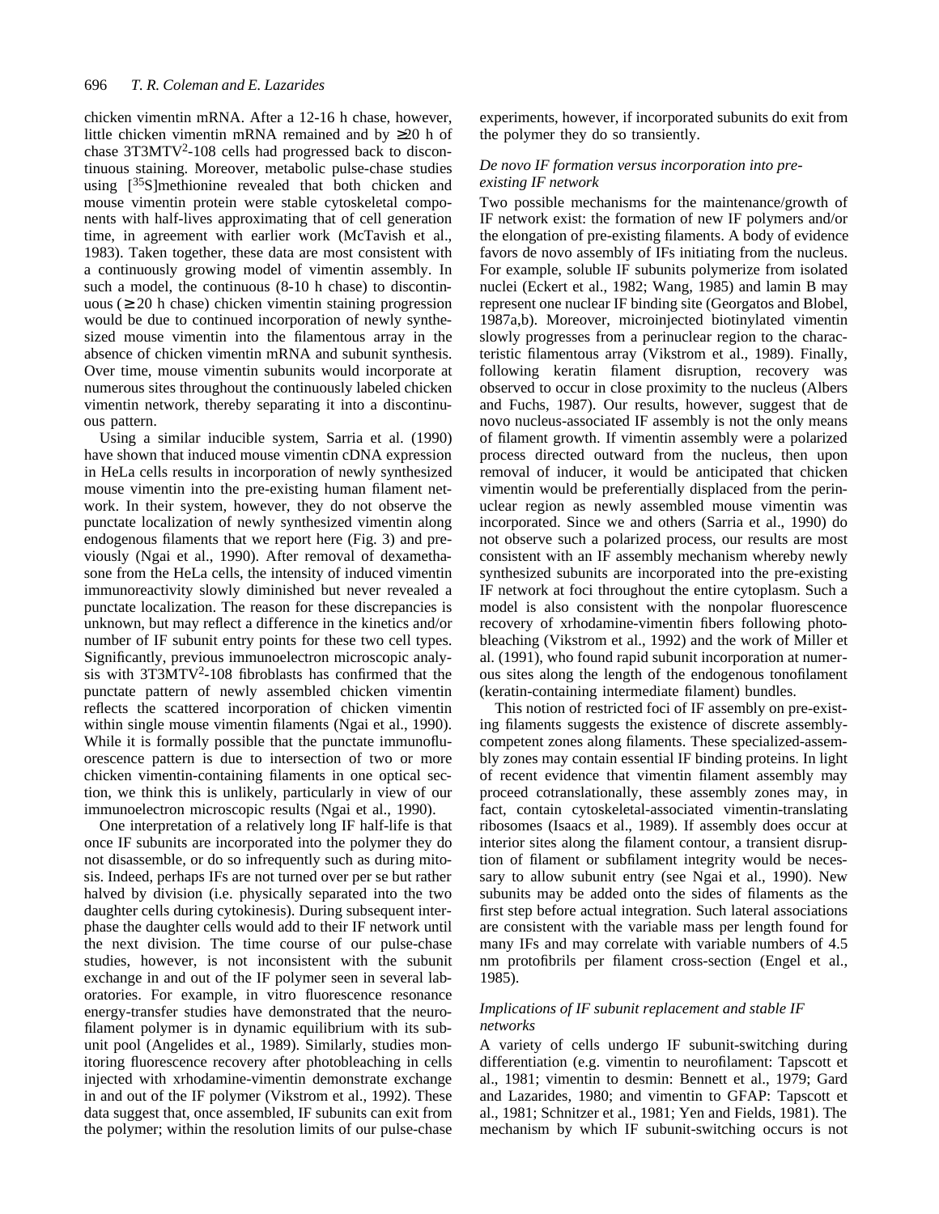chicken vimentin mRNA. After a 12-16 h chase, however, little chicken vimentin mRNA remained and by ≥20 h of chase 3T3MTV$^2$-108 cells had progressed back to discontinuous staining. Moreover, metabolic pulse-chase studies using [$^{35}$S]methionine revealed that both chicken and mouse vimentin protein were stable cytoskeletal components with half-lives approximating that of cell generation time, in agreement with earlier work (McTavish et al., 1983). Taken together, these data are most consistent with a continuously growing model of vimentin assembly. In such a model, the continuous (8-10 h chase) to discontinuous (≥20 h chase) chicken vimentin staining progression would be due to continued incorporation of newly synthesized mouse vimentin into the filamentous array in the absence of chicken vimentin mRNA and subunit synthesis. Over time, mouse vimentin subunits would incorporate at numerous sites throughout the continuously labeled chicken vimentin network, thereby separating it into a discontinuous pattern.

Using a similar inducible system, Sarria et al. (1990) have shown that induced mouse vimentin cDNA expression in HeLa cells results in incorporation of newly synthesized mouse vimentin into the pre-existing human filament network. In their system, however, they do not observe the punctate localization of newly synthesized vimentin along endogenous filaments that we report here (Fig. 3) and previously (Ngai et al., 1990). After removal of dexamethasone from the HeLa cells, the intensity of induced vimentin immunoreactivity slowly diminished but never revealed a punctate localization. The reason for these discrepancies is unknown, but may reflect a difference in the kinetics and/or number of IF subunit entry points for these two cell types. Significantly, previous immunoelectron microscopic analysis with 3T3MTV$^2$-108 fibroblasts has confirmed that the punctate pattern of newly assembled chicken vimentin reflects the scattered incorporation of chicken vimentin within single mouse vimentin filaments (Ngai et al., 1990). While it is formally possible that the punctate immunofluorescence pattern is due to intersection of two or more chicken vimentin-containing filaments in one optical section, we think this is unlikely, particularly in view of our immunoelectron microscopic results (Ngai et al., 1990).

One interpretation of a relatively long IF half-life is that once IF subunits are incorporated into the polymer they do not disassemble, or do so infrequently such as during mitosis. Indeed, perhaps IFs are not turned over per se but rather halved by division (i.e. physically separated into the two daughter cells during cytokinesis). During subsequent interphase the daughter cells would add to their IF network until the next division. The time course of our pulse-chase studies, however, is not inconsistent with the subunit exchange in and out of the IF polymer seen in several laboratories. For example, in vitro fluorescence resonance energy-transfer studies have demonstrated that the neurofilament polymer is in dynamic equilibrium with its subunit pool (Angelides et al., 1989). Similarly, studies monitoring fluorescence recovery after photobleaching in cells injected with xrhodamine-vimentin demonstrate exchange in and out of the IF polymer (Vikstrom et al., 1992). These data suggest that, once assembled, IF subunits can exit from the polymer; within the resolution limits of our pulse-chase experiments, however, if incorporated subunits do exit from the polymer they do so transiently.

### *De novo IF formation versus incorporation into pre-existing IF network*

Two possible mechanisms for the maintenance/growth of IF network exist: the formation of new IF polymers and/or the elongation of pre-existing filaments. A body of evidence favors de novo assembly of IFs initiating from the nucleus. For example, soluble IF subunits polymerize from isolated nuclei (Eckert et al., 1982; Wang, 1985) and lamin B may represent one nuclear IF binding site (Georgatos and Blobel, 1987a,b). Moreover, microinjected biotinylated vimentin slowly progresses from a perinuclear region to the characteristic filamentous array (Vikstrom et al., 1989). Finally, following keratin filament disruption, recovery was observed to occur in close proximity to the nucleus (Albers and Fuchs, 1987). Our results, however, suggest that de novo nucleus-associated IF assembly is not the only means of filament growth. If vimentin assembly were a polarized process directed outward from the nucleus, then upon removal of inducer, it would be anticipated that chicken vimentin would be preferentially displaced from the perinuclear region as newly assembled mouse vimentin was incorporated. Since we and others (Sarria et al., 1990) do not observe such a polarized process, our results are most consistent with an IF assembly mechanism whereby newly synthesized subunits are incorporated into the pre-existing IF network at foci throughout the entire cytoplasm. Such a model is also consistent with the nonpolar fluorescence recovery of xrhodamine-vimentin fibers following photobleaching (Vikstrom et al., 1992) and the work of Miller et al. (1991), who found rapid subunit incorporation at numerous sites along the length of the endogenous tonofilament (keratin-containing intermediate filament) bundles.

This notion of restricted foci of IF assembly on pre-existing filaments suggests the existence of discrete assembly-competent zones along filaments. These specialized-assembly zones may contain essential IF binding proteins. In light of recent evidence that vimentin filament assembly may proceed cotranslationally, these assembly zones may, in fact, contain cytoskeletal-associated vimentin-translating ribosomes (Isaacs et al., 1989). If assembly does occur at interior sites along the filament contour, a transient disruption of filament or subfilament integrity would be necessary to allow subunit entry (see Ngai et al., 1990). New subunits may be added onto the sides of filaments as the first step before actual integration. Such lateral associations are consistent with the variable mass per length found for many IFs and may correlate with variable numbers of 4.5 nm protofibrils per filament cross-section (Engel et al., 1985).

### *Implications of IF subunit replacement and stable IF networks*

A variety of cells undergo IF subunit-switching during differentiation (e.g. vimentin to neurofilament: Tapscott et al., 1981; vimentin to desmin: Bennett et al., 1979; Gard and Lazarides, 1980; and vimentin to GFAP: Tapscott et al., 1981; Schnitzer et al., 1981; Yen and Fields, 1981). The mechanism by which IF subunit-switching occurs is not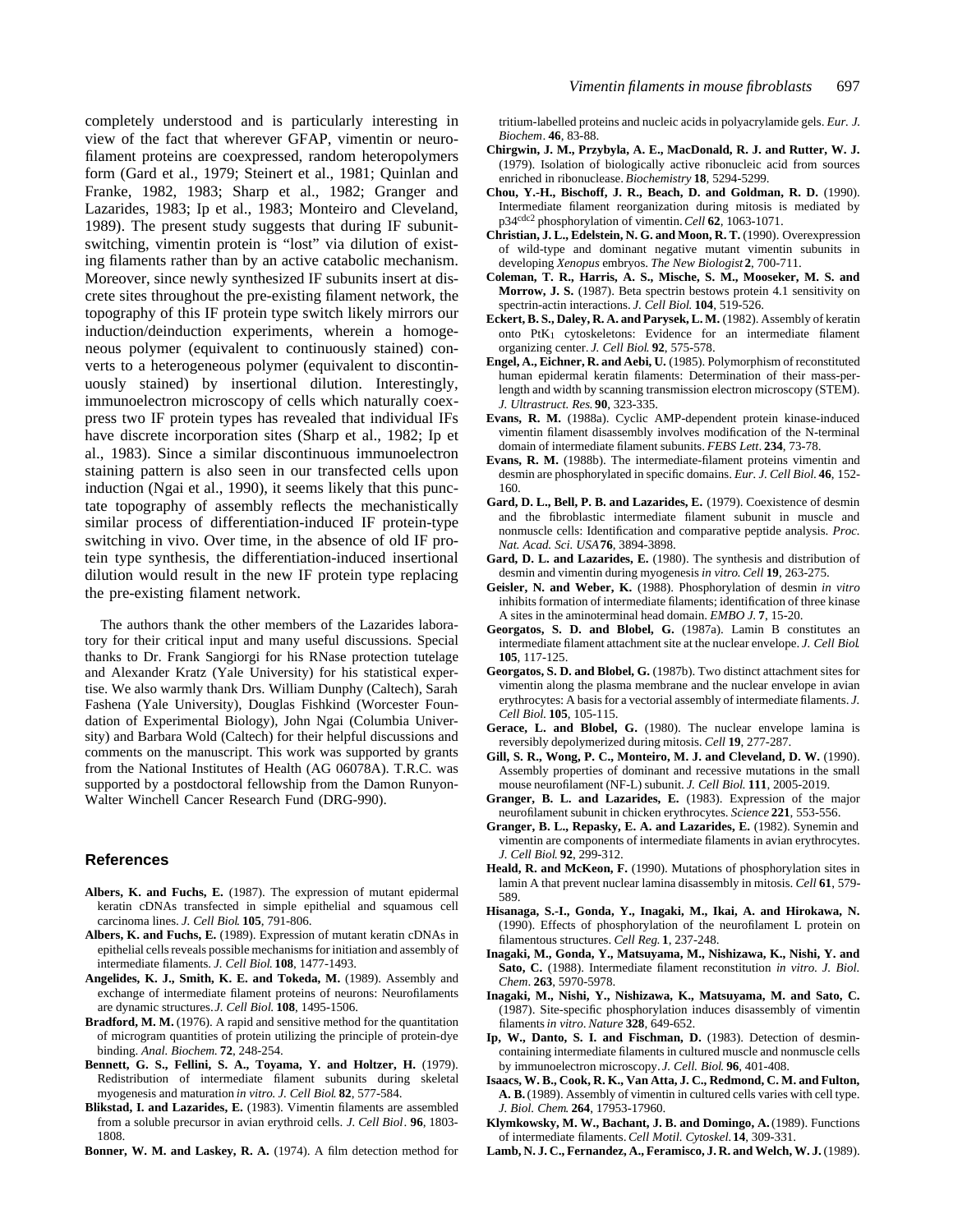completely understood and is particularly interesting in view of the fact that wherever GFAP, vimentin or neurofilament proteins are coexpressed, random heteropolymers form (Gard et al., 1979; Steinert et al., 1981; Quinlan and Franke, 1982, 1983; Sharp et al., 1982; Granger and Lazarides, 1983; Ip et al., 1983; Monteiro and Cleveland, 1989). The present study suggests that during IF subunit-switching, vimentin protein is “lost” via dilution of existing filaments rather than by an active catabolic mechanism. Moreover, since newly synthesized IF subunits insert at discrete sites throughout the pre-existing filament network, the topography of this IF protein type switch likely mirrors our induction/deinduction experiments, wherein a homogeneous polymer (equivalent to continuously stained) converts to a heterogeneous polymer (equivalent to discontinuously stained) by insertional dilution. Interestingly, immunoelectron microscopy of cells which naturally coexpress two IF protein types has revealed that individual IFs have discrete incorporation sites (Sharp et al., 1982; Ip et al., 1983). Since a similar discontinuous immunoelectron staining pattern is also seen in our transfected cells upon induction (Ngai et al., 1990), it seems likely that this punctate topography of assembly reflects the mechanistically similar process of differentiation-induced IF protein-type switching in vivo. Over time, in the absence of old IF protein type synthesis, the differentiation-induced insertional dilution would result in the new IF protein type replacing the pre-existing filament network.

The authors thank the other members of the Lazarides laboratory for their critical input and many useful discussions. Special thanks to Dr. Frank Sangiorgi for his RNase protection tutelage and Alexander Kratz (Yale University) for his statistical expertise. We also warmly thank Drs. William Dunphy (Caltech), Sarah Fashena (Yale University), Douglas Fishkind (Worcester Foundation of Experimental Biology), John Ngai (Columbia University) and Barbara Wold (Caltech) for their helpful discussions and comments on the manuscript. This work was supported by grants from the National Institutes of Health (AG 06078A). T.R.C. was supported by a postdoctoral fellowship from the Damon Runyon-Walter Winchell Cancer Research Fund (DRG-990).

## References

**Albers, K. and Fuchs, E.** (1987). The expression of mutant epidermal keratin cDNAs transfected in simple epithelial and squamous cell carcinoma lines. *J. Cell Biol.* **105**, 791-806.

**Albers, K. and Fuchs, E.** (1989). Expression of mutant keratin cDNAs in epithelial cells reveals possible mechanisms for initiation and assembly of intermediate filaments. *J. Cell Biol.* **108**, 1477-1493.

**Angelides, K. J., Smith, K. E. and Tokeda, M.** (1989). Assembly and exchange of intermediate filament proteins of neurons: Neurofilaments are dynamic structures. *J. Cell Biol.* **108**, 1495-1506.

**Bradford, M. M.** (1976). A rapid and sensitive method for the quantitation of microgram quantities of protein utilizing the principle of protein-dye binding. *Anal. Biochem.* **72**, 248-254.

**Bennett, G. S., Fellini, S. A., Toyama, Y. and Holtzer, H.** (1979). Redistribution of intermediate filament subunits during skeletal myogenesis and maturation *in vitro*. *J. Cell Biol.* **82**, 577-584.

**Blikstad, I. and Lazarides, E.** (1983). Vimentin filaments are assembled from a soluble precursor in avian erythroid cells. *J. Cell Biol*. **96**, 1803-1808.

**Bonner, W. M. and Laskey, R. A.** (1974). A film detection method for tritium-labelled proteins and nucleic acids in polyacrylamide gels. *Eur. J. Biochem*. **46**, 83-88.

**Chirgwin, J. M., Przybyla, A. E., MacDonald, R. J. and Rutter, W. J.** (1979). Isolation of biologically active ribonucleic acid from sources enriched in ribonuclease. *Biochemistry* **18**, 5294-5299.

**Chou, Y.-H., Bischoff, J. R., Beach, D. and Goldman, R. D.** (1990). Intermediate filament reorganization during mitosis is mediated by p34[cdc2] phosphorylation of vimentin. *Cell* **62**, 1063-1071.

**Christian, J. L., Edelstein, N. G. and Moon, R. T.** (1990). Overexpression of wild-type and dominant negative mutant vimentin subunits in developing *Xenopus* embryos. *The New Biologist* **2**, 700-711.

**Coleman, T. R., Harris, A. S., Mische, S. M., Mooseker, M. S. and Morrow, J. S.** (1987). Beta spectrin bestows protein 4.1 sensitivity on spectrin-actin interactions. *J. Cell Biol.* **104**, 519-526.

**Eckert, B. S., Daley, R. A. and Parysek, L. M.** (1982). Assembly of keratin onto PtK$_1$ cytoskeletons: Evidence for an intermediate filament organizing center. *J. Cell Biol.* **92**, 575-578.

**Engel, A., Eichner, R. and Aebi, U.** (1985). Polymorphism of reconstituted human epidermal keratin filaments: Determination of their mass-per-length and width by scanning transmission electron microscopy (STEM). *J. Ultrastruct. Res.* **90**, 323-335.

**Evans, R. M.** (1988a). Cyclic AMP-dependent protein kinase-induced vimentin filament disassembly involves modification of the N-terminal domain of intermediate filament subunits. *FEBS Lett*. **234**, 73-78.

**Evans, R. M.** (1988b). The intermediate-filament proteins vimentin and desmin are phosphorylated in specific domains. *Eur. J. Cell Biol.* **46**, 152-160.

**Gard, D. L., Bell, P. B. and Lazarides, E.** (1979). Coexistence of desmin and the fibroblastic intermediate filament subunit in muscle and nonmuscle cells: Identification and comparative peptide analysis. *Proc. Nat. Acad. Sci. USA* **76**, 3894-3898.

**Gard, D. L. and Lazarides, E.** (1980). The synthesis and distribution of desmin and vimentin during myogenesis *in vitro*. *Cell* **19**, 263-275.

**Geisler, N. and Weber, K.** (1988). Phosphorylation of desmin *in vitro* inhibits formation of intermediate filaments; identification of three kinase A sites in the aminoterminal head domain. *EMBO J.* **7**, 15-20.

**Georgatos, S. D. and Blobel, G.** (1987a). Lamin B constitutes an intermediate filament attachment site at the nuclear envelope. *J. Cell Biol.* **105**, 117-125.

**Georgatos, S. D. and Blobel, G.** (1987b). Two distinct attachment sites for vimentin along the plasma membrane and the nuclear envelope in avian erythrocytes: A basis for a vectorial assembly of intermediate filaments. *J. Cell Biol.* **105**, 105-115.

**Gerace, L. and Blobel, G.** (1980). The nuclear envelope lamina is reversibly depolymerized during mitosis. *Cell* **19**, 277-287.

**Gill, S. R., Wong, P. C., Monteiro, M. J. and Cleveland, D. W.** (1990). Assembly properties of dominant and recessive mutations in the small mouse neurofilament (NF-L) subunit. *J. Cell Biol.* **111**, 2005-2019.

**Granger, B. L. and Lazarides, E.** (1983). Expression of the major neurofilament subunit in chicken erythrocytes. *Science* **221**, 553-556.

**Granger, B. L., Repasky, E. A. and Lazarides, E.** (1982). Synemin and vimentin are components of intermediate filaments in avian erythrocytes. *J. Cell Biol.* **92**, 299-312.

**Heald, R. and McKeon, F.** (1990). Mutations of phosphorylation sites in lamin A that prevent nuclear lamina disassembly in mitosis. *Cell* **61**, 579-589.

**Hisanaga, S.-I., Gonda, Y., Inagaki, M., Ikai, A. and Hirokawa, N.** (1990). Effects of phosphorylation of the neurofilament L protein on filamentous structures. *Cell Reg.* **1**, 237-248.

**Inagaki, M., Gonda, Y., Matsuyama, M., Nishizawa, K., Nishi, Y. and Sato, C.** (1988). Intermediate filament reconstitution *in vitro*. *J. Biol. Chem*. **263**, 5970-5978.

**Inagaki, M., Nishi, Y., Nishizawa, K., Matsuyama, M. and Sato, C.** (1987). Site-specific phosphorylation induces disassembly of vimentin filaments *in vitro*. *Nature* **328**, 649-652.

**Ip, W., Danto, S. I. and Fischman, D.** (1983). Detection of desmin-containing intermediate filaments in cultured muscle and nonmuscle cells by immunoelectron microscopy. *J. Cell. Biol.* **96**, 401-408.

**Isaacs, W. B., Cook, R. K., Van Atta, J. C., Redmond, C. M. and Fulton, A. B.** (1989). Assembly of vimentin in cultured cells varies with cell type. *J. Biol. Chem.* **264**, 17953-17960.

**Klymkowsky, M. W., Bachant, J. B. and Domingo, A.** (1989). Functions of intermediate filaments. *Cell Motil. Cytoskel.* **14**, 309-331.

**Lamb, N. J. C., Fernandez, A., Feramisco, J. R. and Welch, W. J.** (1989).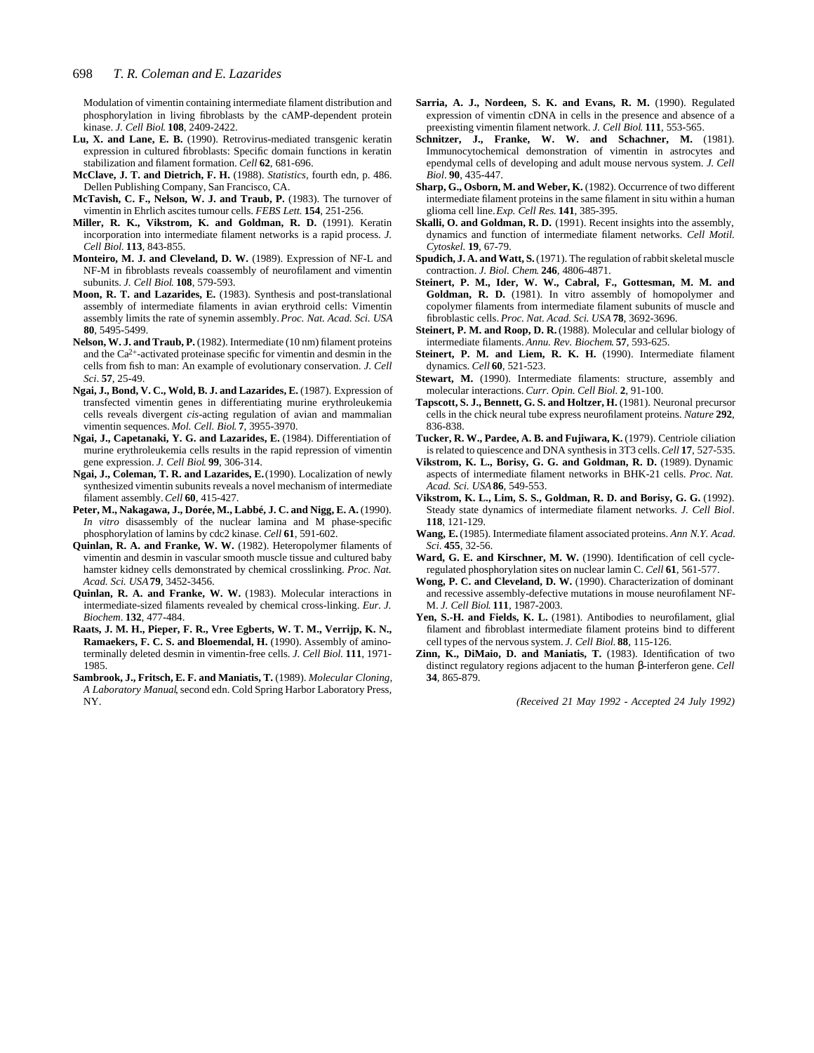Modulation of vimentin containing intermediate filament distribution and phosphorylation in living fibroblasts by the cAMP-dependent protein kinase. *J. Cell Biol.* **108**, 2409-2422.

**Lu, X. and Lane, E. B.** (1990). Retrovirus-mediated transgenic keratin expression in cultured fibroblasts: Specific domain functions in keratin stabilization and filament formation. *Cell* **62**, 681-696.

**McClave, J. T. and Dietrich, F. H.** (1988). *Statistics*, fourth edn, p. 486. Dellen Publishing Company, San Francisco, CA.

**McTavish, C. F., Nelson, W. J. and Traub, P.** (1983). The turnover of vimentin in Ehrlich ascites tumour cells. *FEBS Lett.* **154**, 251-256.

**Miller, R. K., Vikstrom, K. and Goldman, R. D.** (1991). Keratin incorporation into intermediate filament networks is a rapid process. *J. Cell Biol.* **113**, 843-855.

**Monteiro, M. J. and Cleveland, D. W.** (1989). Expression of NF-L and NF-M in fibroblasts reveals coassembly of neurofilament and vimentin subunits. *J. Cell Biol.* **108**, 579-593.

**Moon, R. T. and Lazarides, E.** (1983). Synthesis and post-translational assembly of intermediate filaments in avian erythroid cells: Vimentin assembly limits the rate of synemin assembly. *Proc. Nat. Acad. Sci. USA* **80**, 5495-5499.

**Nelson, W. J. and Traub, P.** (1982). Intermediate (10 nm) filament proteins and the $Ca^{2+}$-activated proteinase specific for vimentin and desmin in the cells from fish to man: An example of evolutionary conservation. *J. Cell Sci.* **57**, 25-49.

**Ngai, J., Bond, V. C., Wold, B. J. and Lazarides, E.** (1987). Expression of transfected vimentin genes in differentiating murine erythroleukemia cells reveals divergent *cis*-acting regulation of avian and mammalian vimentin sequences. *Mol. Cell. Biol.* **7**, 3955-3970.

**Ngai, J., Capetanaki, Y. G. and Lazarides, E.** (1984). Differentiation of murine erythroleukemia cells results in the rapid repression of vimentin gene expression. *J. Cell Biol.* **99**, 306-314.

**Ngai, J., Coleman, T. R. and Lazarides, E.** (1990). Localization of newly synthesized vimentin subunits reveals a novel mechanism of intermediate filament assembly. *Cell* **60**, 415-427.

**Peter, M., Nakagawa, J., Dorée, M., Labbé, J. C. and Nigg, E. A.** (1990). *In vitro* disassembly of the nuclear lamina and M phase-specific phosphorylation of lamins by cdc2 kinase. *Cell* **61**, 591-602.

**Quinlan, R. A. and Franke, W. W.** (1982). Heteropolymer filaments of vimentin and desmin in vascular smooth muscle tissue and cultured baby hamster kidney cells demonstrated by chemical crosslinking. *Proc. Nat. Acad. Sci. USA* **79**, 3452-3456.

**Quinlan, R. A. and Franke, W. W.** (1983). Molecular interactions in intermediate-sized filaments revealed by chemical cross-linking. *Eur. J. Biochem.* **132**, 477-484.

**Raats, J. M. H., Pieper, F. R., Vree Egberts, W. T. M., Verrijp, K. N., Ramaekers, F. C. S. and Bloemendal, H.** (1990). Assembly of amino-terminally deleted desmin in vimentin-free cells. *J. Cell Biol.* **111**, 1971-1985.

**Sambrook, J., Fritsch, E. F. and Maniatis, T.** (1989). *Molecular Cloning, A Laboratory Manual*, second edn. Cold Spring Harbor Laboratory Press, NY.

**Sarria, A. J., Nordeen, S. K. and Evans, R. M.** (1990). Regulated expression of vimentin cDNA in cells in the presence and absence of a preexisting vimentin filament network. *J. Cell Biol.* **111**, 553-565.

**Schnitzer, J., Franke, W. W. and Schachner, M.** (1981). Immunocytochemical demonstration of vimentin in astrocytes and ependymal cells of developing and adult mouse nervous system. *J. Cell Biol.* **90**, 435-447.

**Sharp, G., Osborn, M. and Weber, K.** (1982). Occurrence of two different intermediate filament proteins in the same filament in situ within a human glioma cell line. *Exp. Cell Res.* **141**, 385-395.

**Skalli, O. and Goldman, R. D.** (1991). Recent insights into the assembly, dynamics and function of intermediate filament networks. *Cell Motil. Cytoskel.* **19**, 67-79.

**Spudich, J. A. and Watt, S.** (1971). The regulation of rabbit skeletal muscle contraction. *J. Biol. Chem.* **246**, 4806-4871.

**Steinert, P. M., Ider, W. W., Cabral, F., Gottesman, M. M. and Goldman, R. D.** (1981). In vitro assembly of homopolymer and copolymer filaments from intermediate filament subunits of muscle and fibroblastic cells. *Proc. Nat. Acad. Sci. USA* **78**, 3692-3696.

**Steinert, P. M. and Roop, D. R.** (1988). Molecular and cellular biology of intermediate filaments. *Annu. Rev. Biochem.* **57**, 593-625.

**Steinert, P. M. and Liem, R. K. H.** (1990). Intermediate filament dynamics. *Cell* **60**, 521-523.

**Stewart, M.** (1990). Intermediate filaments: structure, assembly and molecular interactions. *Curr. Opin. Cell Biol.* **2**, 91-100.

**Tapscott, S. J., Bennett, G. S. and Holtzer, H.** (1981). Neuronal precursor cells in the chick neural tube express neurofilament proteins. *Nature* **292**, 836-838.

**Tucker, R. W., Pardee, A. B. and Fujiwara, K.** (1979). Centriole ciliation is related to quiescence and DNA synthesis in 3T3 cells. *Cell* **17**, 527-535.

**Vikstrom, K. L., Borisy, G. G. and Goldman, R. D.** (1989). Dynamic aspects of intermediate filament networks in BHK-21 cells. *Proc. Nat. Acad. Sci. USA* **86**, 549-553.

**Vikstrom, K. L., Lim, S. S., Goldman, R. D. and Borisy, G. G.** (1992). Steady state dynamics of intermediate filament networks. *J. Cell Biol.* **118**, 121-129.

**Wang, E.** (1985). Intermediate filament associated proteins. *Ann N.Y. Acad. Sci.* **455**, 32-56.

**Ward, G. E. and Kirschner, M. W.** (1990). Identification of cell cycle-regulated phosphorylation sites on nuclear lamin C. *Cell* **61**, 561-577.

**Wong, P. C. and Cleveland, D. W.** (1990). Characterization of dominant and recessive assembly-defective mutations in mouse neurofilament NF-M. *J. Cell Biol.* **111**, 1987-2003.

**Yen, S.-H. and Fields, K. L.** (1981). Antibodies to neurofilament, glial filament and fibroblast intermediate filament proteins bind to different cell types of the nervous system. *J. Cell Biol.* **88**, 115-126.

**Zinn, K., DiMaio, D. and Maniatis, T.** (1983). Identification of two distinct regulatory regions adjacent to the human β-interferon gene. *Cell* **34**, 865-879.

*(Received 21 May 1992 - Accepted 24 July 1992)*